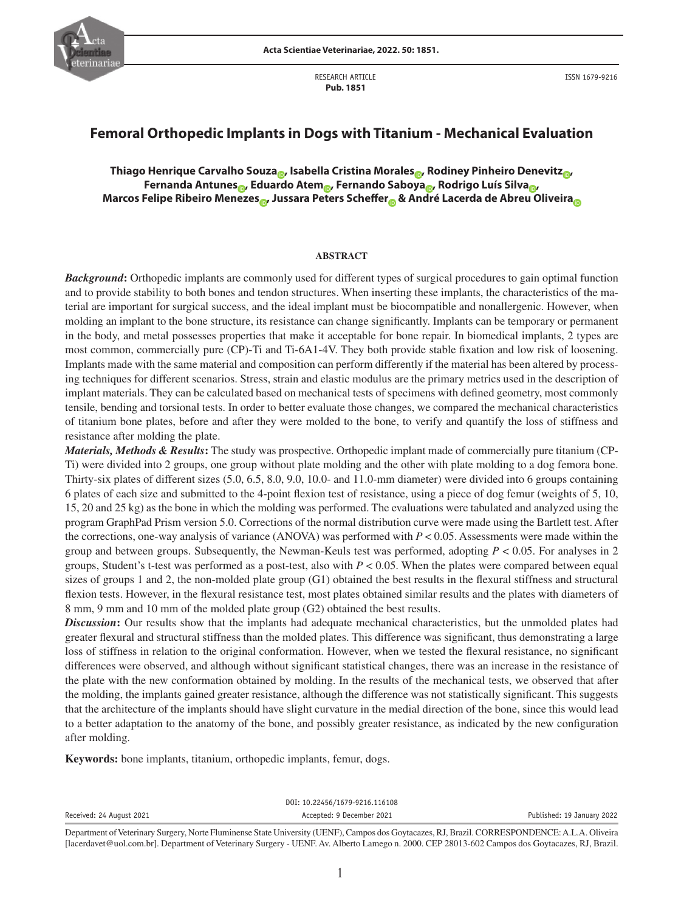RESEARCH ARTICLE
**Pub. 1851**

ISSN 1679-9216

# Femoral Orthopedic Implants in Dogs with Titanium - Mechanical Evaluation

**Thiago Henrique Carvalho Souza, Isabella Cristina Morales, Rodiney Pinheiro Denevitz, Fernanda Antunes, Eduardo Atem, Fernando Saboya, Rodrigo Luís Silva, Marcos Felipe Ribeiro Menezes, Jussara Peters Scheffer & André Lacerda de Abreu Oliveira**

## ABSTRACT

***Background*:** Orthopedic implants are commonly used for different types of surgical procedures to gain optimal function and to provide stability to both bones and tendon structures. When inserting these implants, the characteristics of the material are important for surgical success, and the ideal implant must be biocompatible and nonallergenic. However, when molding an implant to the bone structure, its resistance can change significantly. Implants can be temporary or permanent in the body, and metal possesses properties that make it acceptable for bone repair. In biomedical implants, 2 types are most common, commercially pure (CP)-Ti and Ti-6A1-4V. They both provide stable fixation and low risk of loosening. Implants made with the same material and composition can perform differently if the material has been altered by processing techniques for different scenarios. Stress, strain and elastic modulus are the primary metrics used in the description of implant materials. They can be calculated based on mechanical tests of specimens with defined geometry, most commonly tensile, bending and torsional tests. In order to better evaluate those changes, we compared the mechanical characteristics of titanium bone plates, before and after they were molded to the bone, to verify and quantify the loss of stiffness and resistance after molding the plate.

***Materials, Methods & Results*:** The study was prospective. Orthopedic implant made of commercially pure titanium (CP-Ti) were divided into 2 groups, one group without plate molding and the other with plate molding to a dog femora bone. Thirty-six plates of different sizes (5.0, 6.5, 8.0, 9.0, 10.0- and 11.0-mm diameter) were divided into 6 groups containing 6 plates of each size and submitted to the 4-point flexion test of resistance, using a piece of dog femur (weights of 5, 10, 15, 20 and 25 kg) as the bone in which the molding was performed. The evaluations were tabulated and analyzed using the program GraphPad Prism version 5.0. Corrections of the normal distribution curve were made using the Bartlett test. After the corrections, one-way analysis of variance (ANOVA) was performed with $P < 0.05$. Assessments were made within the group and between groups. Subsequently, the Newman-Keuls test was performed, adopting $P < 0.05$. For analyses in 2 groups, Student's t-test was performed as a post-test, also with $P < 0.05$. When the plates were compared between equal sizes of groups 1 and 2, the non-molded plate group (G1) obtained the best results in the flexural stiffness and structural flexion tests. However, in the flexural resistance test, most plates obtained similar results and the plates with diameters of 8 mm, 9 mm and 10 mm of the molded plate group (G2) obtained the best results.

***Discussion*:** Our results show that the implants had adequate mechanical characteristics, but the unmolded plates had greater flexural and structural stiffness than the molded plates. This difference was significant, thus demonstrating a large loss of stiffness in relation to the original conformation. However, when we tested the flexural resistance, no significant differences were observed, and although without significant statistical changes, there was an increase in the resistance of the plate with the new conformation obtained by molding. In the results of the mechanical tests, we observed that after the molding, the implants gained greater resistance, although the difference was not statistically significant. This suggests that the architecture of the implants should have slight curvature in the medial direction of the bone, since this would lead to a better adaptation to the anatomy of the bone, and possibly greater resistance, as indicated by the new configuration after molding.

**Keywords:** bone implants, titanium, orthopedic implants, femur, dogs.

DOI: 10.22456/1679-9216.116108

Received: 24 August 2021 | Accepted: 9 December 2021 | Published: 19 January 2022

Department of Veterinary Surgery, Norte Fluminense State University (UENF), Campos dos Goytacazes, RJ, Brazil. CORRESPONDENCE: A.L.A. Oliveira [lacerdavet@uol.com.br]. Department of Veterinary Surgery - UENF. Av. Alberto Lamego n. 2000. CEP 28013-602 Campos dos Goytacazes, RJ, Brazil.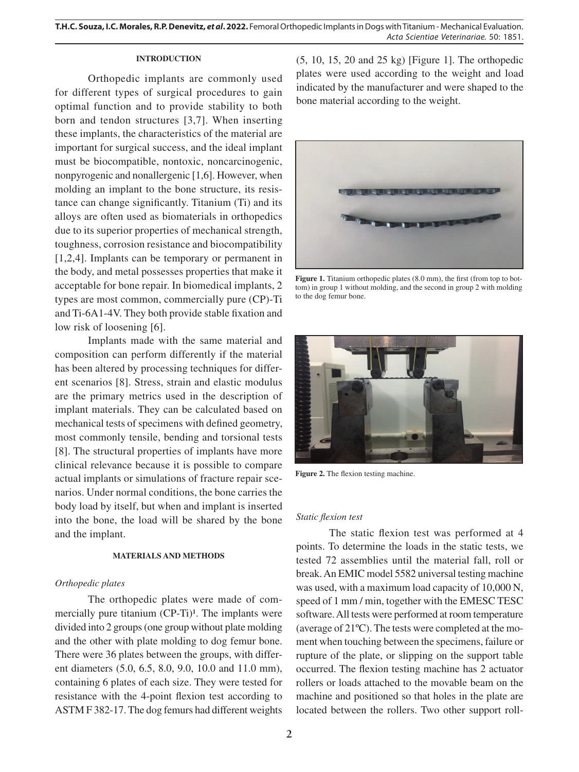## INTRODUCTION

Orthopedic implants are commonly used for different types of surgical procedures to gain optimal function and to provide stability to both born and tendon structures [3,7]. When inserting these implants, the characteristics of the material are important for surgical success, and the ideal implant must be biocompatible, nontoxic, noncarcinogenic, nonpyrogenic and nonallergenic [1,6]. However, when molding an implant to the bone structure, its resistance can change significantly. Titanium (Ti) and its alloys are often used as biomaterials in orthopedics due to its superior properties of mechanical strength, toughness, corrosion resistance and biocompatibility [1,2,4]. Implants can be temporary or permanent in the body, and metal possesses properties that make it acceptable for bone repair. In biomedical implants, 2 types are most common, commercially pure (CP)-Ti and Ti-6A1-4V. They both provide stable fixation and low risk of loosening [6].

Implants made with the same material and composition can perform differently if the material has been altered by processing techniques for different scenarios [8]. Stress, strain and elastic modulus are the primary metrics used in the description of implant materials. They can be calculated based on mechanical tests of specimens with defined geometry, most commonly tensile, bending and torsional tests [8]. The structural properties of implants have more clinical relevance because it is possible to compare actual implants or simulations of fracture repair scenarios. Under normal conditions, the bone carries the body load by itself, but when and implant is inserted into the bone, the load will be shared by the bone and the implant.

## MATERIALS AND METHODS

### *Orthopedic plates*

The orthopedic plates were made of commercially pure titanium (CP-Ti)[1]. The implants were divided into 2 groups (one group without plate molding and the other with plate molding to dog femur bone. There were 36 plates between the groups, with different diameters (5.0, 6.5, 8.0, 9.0, 10.0 and 11.0 mm), containing 6 plates of each size. They were tested for resistance with the 4-point flexion test according to ASTM F 382-17. The dog femurs had different weights (5, 10, 15, 20 and 25 kg) [Figure 1]. The orthopedic plates were used according to the weight and load indicated by the manufacturer and were shaped to the bone material according to the weight.

**Figure 1.** Titanium orthopedic plates (8.0 mm), the first (from top to bottom) in group 1 without molding, and the second in group 2 with molding to the dog femur bone.

**Figure 2.** The flexion testing machine.

### *Static flexion test*

The static flexion test was performed at 4 points. To determine the loads in the static tests, we tested 72 assemblies until the material fall, roll or break. An EMIC model 5582 universal testing machine was used, with a maximum load capacity of 10,000 N, speed of 1 mm / min, together with the EMESC TESC software. All tests were performed at room temperature (average of 21ºC). The tests were completed at the moment when touching between the specimens, failure or rupture of the plate, or slipping on the support table occurred. The flexion testing machine has 2 actuator rollers or loads attached to the movable beam on the machine and positioned so that holes in the plate are located between the rollers. Two other support roll-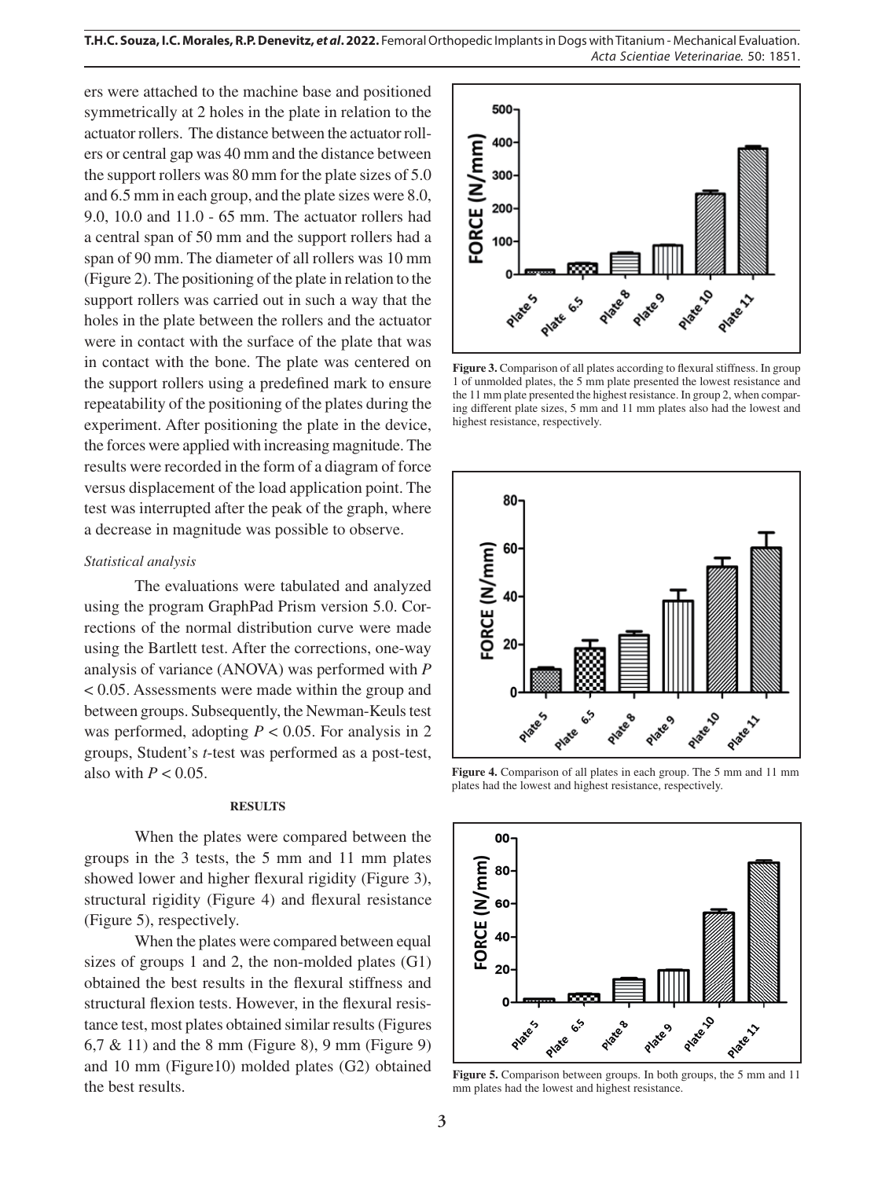ers were attached to the machine base and positioned symmetrically at 2 holes in the plate in relation to the actuator rollers. The distance between the actuator rollers or central gap was 40 mm and the distance between the support rollers was 80 mm for the plate sizes of 5.0 and 6.5 mm in each group, and the plate sizes were 8.0, 9.0, 10.0 and 11.0 - 65 mm. The actuator rollers had a central span of 50 mm and the support rollers had a span of 90 mm. The diameter of all rollers was 10 mm (Figure 2). The positioning of the plate in relation to the support rollers was carried out in such a way that the holes in the plate between the rollers and the actuator were in contact with the surface of the plate that was in contact with the bone. The plate was centered on the support rollers using a predefined mark to ensure repeatability of the positioning of the plates during the experiment. After positioning the plate in the device, the forces were applied with increasing magnitude. The results were recorded in the form of a diagram of force versus displacement of the load application point. The test was interrupted after the peak of the graph, where a decrease in magnitude was possible to observe.

*Statistical analysis*

The evaluations were tabulated and analyzed using the program GraphPad Prism version 5.0. Corrections of the normal distribution curve were made using the Bartlett test. After the corrections, one-way analysis of variance (ANOVA) was performed with $P < 0.05$. Assessments were made within the group and between groups. Subsequently, the Newman-Keuls test was performed, adopting $P < 0.05$. For analysis in 2 groups, Student's *t*-test was performed as a post-test, also with $P < 0.05$.

## RESULTS

When the plates were compared between the groups in the 3 tests, the 5 mm and 11 mm plates showed lower and higher flexural rigidity (Figure 3), structural rigidity (Figure 4) and flexural resistance (Figure 5), respectively.

When the plates were compared between equal sizes of groups 1 and 2, the non-molded plates (G1) obtained the best results in the flexural stiffness and structural flexion tests. However, in the flexural resistance test, most plates obtained similar results (Figures 6,7 & 11) and the 8 mm (Figure 8), 9 mm (Figure 9) and 10 mm (Figure10) molded plates (G2) obtained the best results.

**Figure 3.** Comparison of all plates according to flexural stiffness. In group 1 of unmolded plates, the 5 mm plate presented the lowest resistance and the 11 mm plate presented the highest resistance. In group 2, when comparing different plate sizes, 5 mm and 11 mm plates also had the lowest and highest resistance, respectively.

**Figure 4.** Comparison of all plates in each group. The 5 mm and 11 mm plates had the lowest and highest resistance, respectively.

**Figure 5.** Comparison between groups. In both groups, the 5 mm and 11 mm plates had the lowest and highest resistance.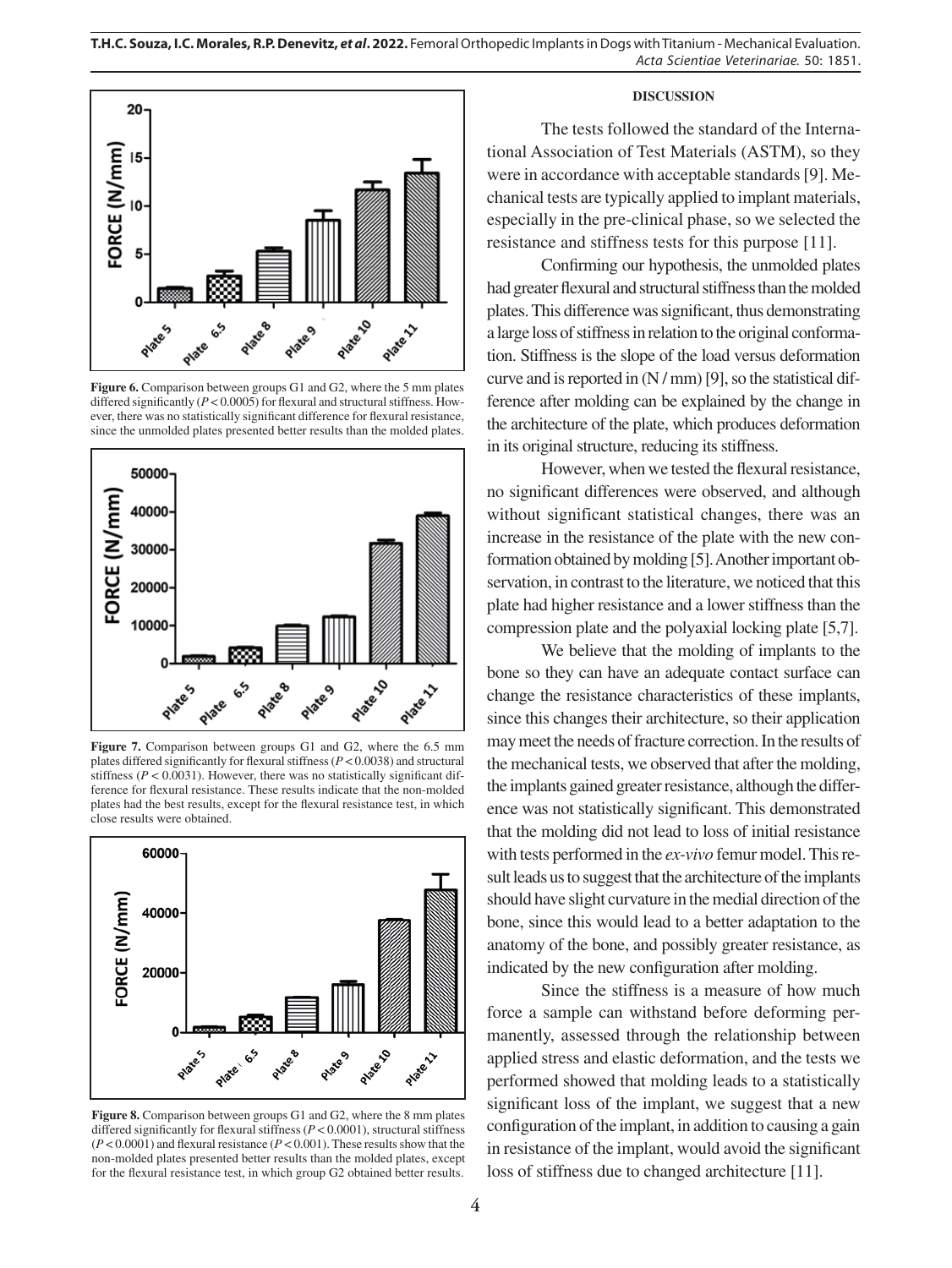Figure 6. Comparison between groups G1 and G2, where the 5 mm plates differed significantly ($P < 0.0005$) for flexural and structural stiffness. However, there was no statistically significant difference for flexural resistance, since the unmolded plates presented better results than the molded plates.

Figure 7. Comparison between groups G1 and G2, where the 6.5 mm plates differed significantly for flexural stiffness ($P < 0.0038$) and structural stiffness ($P < 0.0031$). However, there was no statistically significant difference for flexural resistance. These results indicate that the non-molded plates had the best results, except for the flexural resistance test, in which close results were obtained.

Figure 8. Comparison between groups G1 and G2, where the 8 mm plates differed significantly for flexural stiffness ($P < 0.0001$), structural stiffness ($P < 0.0001$) and flexural resistance ($P < 0.001$). These results show that the non-molded plates presented better results than the molded plates, except for the flexural resistance test, in which group G2 obtained better results.

## DISCUSSION

The tests followed the standard of the International Association of Test Materials (ASTM), so they were in accordance with acceptable standards [9]. Mechanical tests are typically applied to implant materials, especially in the pre-clinical phase, so we selected the resistance and stiffness tests for this purpose [11].

Confirming our hypothesis, the unmolded plates had greater flexural and structural stiffness than the molded plates. This difference was significant, thus demonstrating a large loss of stiffness in relation to the original conformation. Stiffness is the slope of the load versus deformation curve and is reported in (N / mm) [9], so the statistical difference after molding can be explained by the change in the architecture of the plate, which produces deformation in its original structure, reducing its stiffness.

However, when we tested the flexural resistance, no significant differences were observed, and although without significant statistical changes, there was an increase in the resistance of the plate with the new conformation obtained by molding [5]. Another important observation, in contrast to the literature, we noticed that this plate had higher resistance and a lower stiffness than the compression plate and the polyaxial locking plate [5,7].

We believe that the molding of implants to the bone so they can have an adequate contact surface can change the resistance characteristics of these implants, since this changes their architecture, so their application may meet the needs of fracture correction. In the results of the mechanical tests, we observed that after the molding, the implants gained greater resistance, although the difference was not statistically significant. This demonstrated that the molding did not lead to loss of initial resistance with tests performed in the *ex-vivo* femur model. This result leads us to suggest that the architecture of the implants should have slight curvature in the medial direction of the bone, since this would lead to a better adaptation to the anatomy of the bone, and possibly greater resistance, as indicated by the new configuration after molding.

Since the stiffness is a measure of how much force a sample can withstand before deforming permanently, assessed through the relationship between applied stress and elastic deformation, and the tests we performed showed that molding leads to a statistically significant loss of the implant, we suggest that a new configuration of the implant, in addition to causing a gain in resistance of the implant, would avoid the significant loss of stiffness due to changed architecture [11].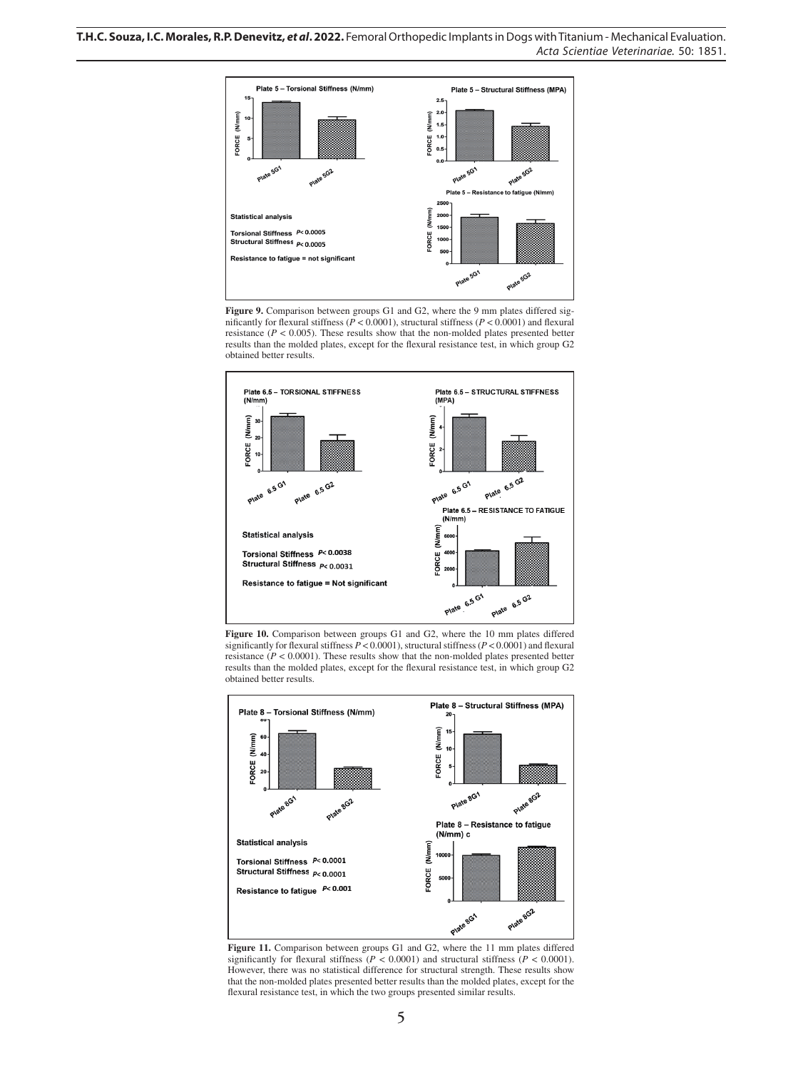Plate 5 – Torsional Stiffness (N/mm)

Plate 5 – Structural Stiffness (MPA)

Plate 5 – Resistance to fatigue (N/mm)

Statistical analysis

Torsional Stiffness $P < 0.0005$

Structural Stiffness $P < 0.0005$

Resistance to fatigue = not significant

**Figure 9.** Comparison between groups G1 and G2, where the 9 mm plates differed significantly for flexural stiffness ($P < 0.0001$), structural stiffness ($P < 0.0001$) and flexural resistance ($P < 0.005$). These results show that the non-molded plates presented better results than the molded plates, except for the flexural resistance test, in which group G2 obtained better results.

Plate 6.5 – TORSIONAL STIFFNESS (N/mm)

Plate 6.5 – STRUCTURAL STIFFNESS (MPA)

Plate 6.5 – RESISTANCE TO FATIGUE (N/mm)

Statistical analysis

Torsional Stiffness $P < 0.0038$

Structural Stiffness $P < 0.0031$

Resistance to fatigue = Not significant

**Figure 10.** Comparison between groups G1 and G2, where the 10 mm plates differed significantly for flexural stiffness $P < 0.0001$), structural stiffness ($P < 0.0001$) and flexural resistance ($P < 0.0001$). These results show that the non-molded plates presented better results than the molded plates, except for the flexural resistance test, in which group G2 obtained better results.

Plate 8 – Torsional Stiffness (N/mm)

Plate 8 – Structural Stiffness (MPA)

Plate 8 – Resistance to fatigue (N/mm) c

Statistical analysis

Torsional Stiffness $P < 0.0001$

Structural Stiffness $P < 0.0001$

Resistance to fatigue $P < 0.001$

**Figure 11.** Comparison between groups G1 and G2, where the 11 mm plates differed significantly for flexural stiffness ($P < 0.0001$) and structural stiffness ($P < 0.0001$). However, there was no statistical difference for structural strength. These results show that the non-molded plates presented better results than the molded plates, except for the flexural resistance test, in which the two groups presented similar results.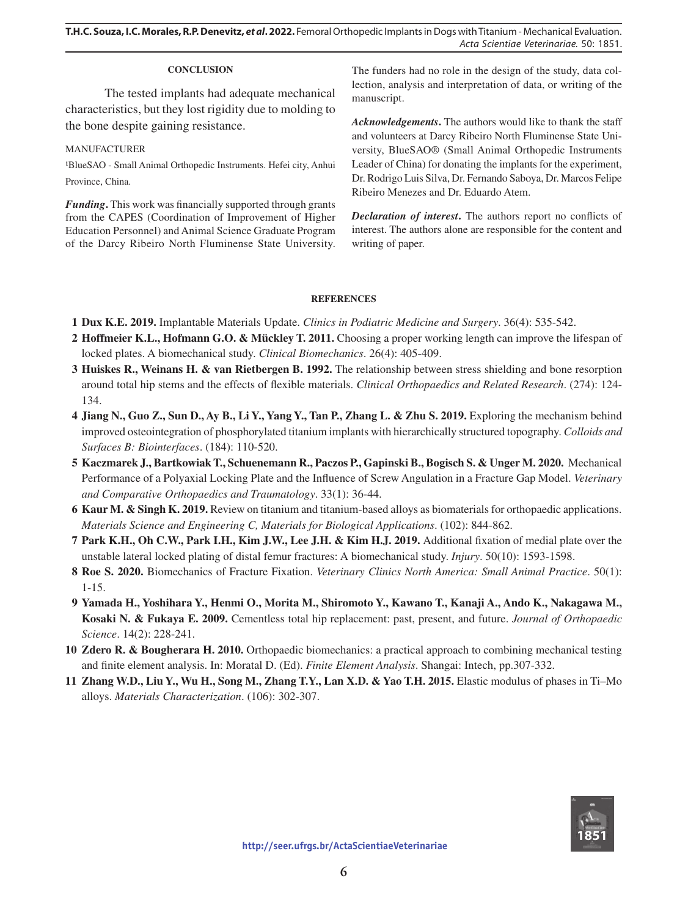## CONCLUSION

The tested implants had adequate mechanical characteristics, but they lost rigidity due to molding to the bone despite gaining resistance.

MANUFACTURER

[1]BlueSAO - Small Animal Orthopedic Instruments. Hefei city, Anhui Province, China.

***Funding*.** This work was financially supported through grants from the CAPES (Coordination of Improvement of Higher Education Personnel) and Animal Science Graduate Program of the Darcy Ribeiro North Fluminense State University. The funders had no role in the design of the study, data collection, analysis and interpretation of data, or writing of the manuscript.

***Acknowledgements*.** The authors would like to thank the staff and volunteers at Darcy Ribeiro North Fluminense State University, BlueSAO® (Small Animal Orthopedic Instruments Leader of China) for donating the implants for the experiment, Dr. Rodrigo Luis Silva, Dr. Fernando Saboya, Dr. Marcos Felipe Ribeiro Menezes and Dr. Eduardo Atem.

***Declaration of interest*.** The authors report no conflicts of interest. The authors alone are responsible for the content and writing of paper.

## REFERENCES

1 **Dux K.E. 2019.** Implantable Materials Update. *Clinics in Podiatric Medicine and Surgery*. 36(4): 535-542.

2 **Hoffmeier K.L., Hofmann G.O. & Mückley T. 2011.** Choosing a proper working length can improve the lifespan of locked plates. A biomechanical study. *Clinical Biomechanics*. 26(4): 405-409.

3 **Huiskes R., Weinans H. & van Rietbergen B. 1992.** The relationship between stress shielding and bone resorption around total hip stems and the effects of flexible materials. *Clinical Orthopaedics and Related Research*. (274): 124-134.

4 **Jiang N., Guo Z., Sun D., Ay B., Li Y., Yang Y., Tan P., Zhang L. & Zhu S. 2019.** Exploring the mechanism behind improved osteointegration of phosphorylated titanium implants with hierarchically structured topography. *Colloids and Surfaces B: Biointerfaces*. (184): 110-520.

5 **Kaczmarek J., Bartkowiak T., Schuenemann R., Paczos P., Gapinski B., Bogisch S. & Unger M. 2020.** Mechanical Performance of a Polyaxial Locking Plate and the Influence of Screw Angulation in a Fracture Gap Model. *Veterinary and Comparative Orthopaedics and Traumatology*. 33(1): 36-44.

6 **Kaur M. & Singh K. 2019.** Review on titanium and titanium-based alloys as biomaterials for orthopaedic applications. *Materials Science and Engineering C, Materials for Biological Applications*. (102): 844-862.

7 **Park K.H., Oh C.W., Park I.H., Kim J.W., Lee J.H. & Kim H.J. 2019.** Additional fixation of medial plate over the unstable lateral locked plating of distal femur fractures: A biomechanical study. *Injury*. 50(10): 1593-1598.

8 **Roe S. 2020.** Biomechanics of Fracture Fixation. *Veterinary Clinics North America: Small Animal Practice*. 50(1): 1-15.

9 **Yamada H., Yoshihara Y., Henmi O., Morita M., Shiromoto Y., Kawano T., Kanaji A., Ando K., Nakagawa M., Kosaki N. & Fukaya E. 2009.** Cementless total hip replacement: past, present, and future. *Journal of Orthopaedic Science*. 14(2): 228-241.

10 **Zdero R. & Bougherara H. 2010.** Orthopaedic biomechanics: a practical approach to combining mechanical testing and finite element analysis. In: Moratal D. (Ed). *Finite Element Analysis*. Shangai: Intech, pp.307-332.

11 **Zhang W.D., Liu Y., Wu H., Song M., Zhang T.Y., Lan X.D. & Yao T.H. 2015.** Elastic modulus of phases in Ti–Mo alloys. *Materials Characterization*. (106): 302-307.